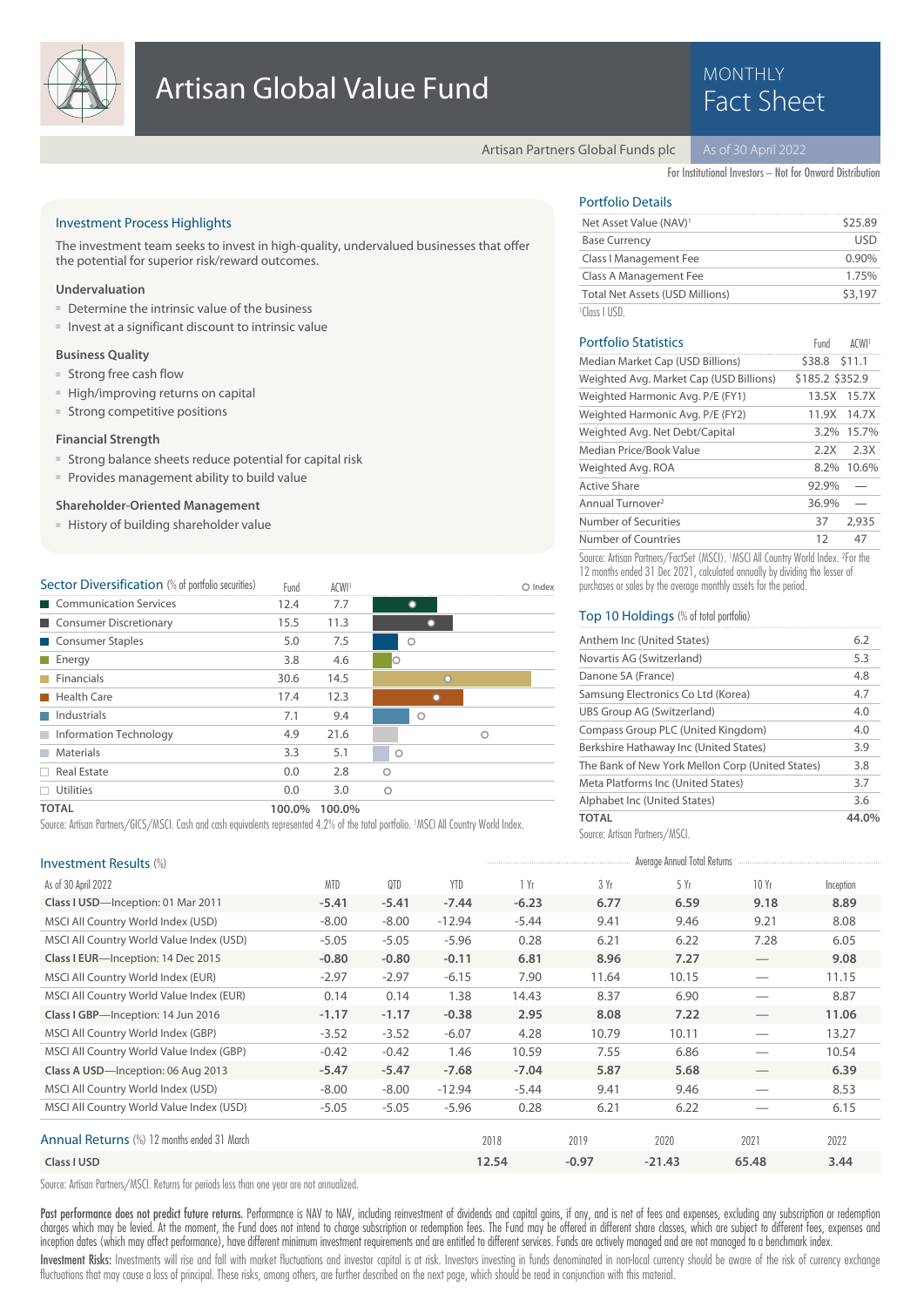# Artisan Global Value Fund

MONTHLY Fact Sheet

Artisan Partners Global Funds plc

As of 30 April 2022

For Institutional Investors – Not for Onward Distribution

## Investment Process Highlights

The investment team seeks to invest in high-quality, undervalued businesses that offer the potential for superior risk/reward outcomes.

### Undervaluation

- Determine the intrinsic value of the business
- Invest at a significant discount to intrinsic value

### Business Quality

- Strong free cash flow
- High/improving returns on capital
- Strong competitive positions

### Financial Strength

- Strong balance sheets reduce potential for capital risk
- Provides management ability to build value

### Shareholder-Oriented Management

- History of building shareholder value

## Portfolio Details

| | |
|---|---|
| Net Asset Value (NAV)[1] | $25.89 |
| Base Currency | USD |
| Class I Management Fee | 0.90% |
| Class A Management Fee | 1.75% |
| Total Net Assets (USD Millions) | $3,197 |

[1]Class I USD.

## Portfolio Statistics

| | Fund | ACWI[1] |
|---|---|---|
| Median Market Cap (USD Billions) | $38.8 | $11.1 |
| Weighted Avg. Market Cap (USD Billions) | $185.2 | $352.9 |
| Weighted Harmonic Avg. P/E (FY1) | 13.5X | 15.7X |
| Weighted Harmonic Avg. P/E (FY2) | 11.9X | 14.7X |
| Weighted Avg. Net Debt/Capital | 3.2% | 15.7% |
| Median Price/Book Value | 2.2X | 2.3X |
| Weighted Avg. ROA | 8.2% | 10.6% |
| Active Share | 92.9% | — |
| Annual Turnover[2] | 36.9% | — |
| Number of Securities | 37 | 2,935 |
| Number of Countries | 12 | 47 |

Source: Artisan Partners/FactSet (MSCI). [1]MSCI All Country World Index. [2]For the 12 months ended 31 Dec 2021, calculated annually by dividing the lesser of purchases or sales by the average monthly assets for the period.

## Sector Diversification (% of portfolio securities)

| | Fund | ACWI[1] |
|---|---|---|
| Communication Services | 12.4 | 7.7 |
| Consumer Discretionary | 15.5 | 11.3 |
| Consumer Staples | 5.0 | 7.5 |
| Energy | 3.8 | 4.6 |
| Financials | 30.6 | 14.5 |
| Health Care | 17.4 | 12.3 |
| Industrials | 7.1 | 9.4 |
| Information Technology | 4.9 | 21.6 |
| Materials | 3.3 | 5.1 |
| Real Estate | 0.0 | 2.8 |
| Utilities | 0.0 | 3.0 |
| **TOTAL** | **100.0%** | **100.0%** |

Source: Artisan Partners/GICS/MSCI. Cash and cash equivalents represented 4.2% of the total portfolio. [1]MSCI All Country World Index.

## Top 10 Holdings (% of total portfolio)

| | |
|---|---|
| Anthem Inc (United States) | 6.2 |
| Novartis AG (Switzerland) | 5.3 |
| Danone SA (France) | 4.8 |
| Samsung Electronics Co Ltd (Korea) | 4.7 |
| UBS Group AG (Switzerland) | 4.0 |
| Compass Group PLC (United Kingdom) | 4.0 |
| Berkshire Hathaway Inc (United States) | 3.9 |
| The Bank of New York Mellon Corp (United States) | 3.8 |
| Meta Platforms Inc (United States) | 3.7 |
| Alphabet Inc (United States) | 3.6 |
| **TOTAL** | **44.0%** |

Source: Artisan Partners/MSCI.

## Investment Results (%)

| | | | | Average Annual Total Returns | | | | |
|---|---|---|---|---|---|---|---|---|
| As of 30 April 2022 | MTD | QTD | YTD | 1 Yr | 3 Yr | 5 Yr | 10 Yr | Inception |
| **Class I USD**—Inception: 01 Mar 2011 | **-5.41** | **-5.41** | **-7.44** | **-6.23** | **6.77** | **6.59** | **9.18** | **8.89** |
| MSCI All Country World Index (USD) | -8.00 | -8.00 | -12.94 | -5.44 | 9.41 | 9.46 | 9.21 | 8.08 |
| MSCI All Country World Value Index (USD) | -5.05 | -5.05 | -5.96 | 0.28 | 6.21 | 6.22 | 7.28 | 6.05 |
| **Class I EUR**—Inception: 14 Dec 2015 | **-0.80** | **-0.80** | **-0.11** | **6.81** | **8.96** | **7.27** | — | **9.08** |
| MSCI All Country World Index (EUR) | -2.97 | -2.97 | -6.15 | 7.90 | 11.64 | 10.15 | — | 11.15 |
| MSCI All Country World Value Index (EUR) | 0.14 | 0.14 | 1.38 | 14.43 | 8.37 | 6.90 | — | 8.87 |
| **Class I GBP**—Inception: 14 Jun 2016 | **-1.17** | **-1.17** | **-0.38** | **2.95** | **8.08** | **7.22** | — | **11.06** |
| MSCI All Country World Index (GBP) | -3.52 | -3.52 | -6.07 | 4.28 | 10.79 | 10.11 | — | 13.27 |
| MSCI All Country World Value Index (GBP) | -0.42 | -0.42 | 1.46 | 10.59 | 7.55 | 6.86 | — | 10.54 |
| **Class A USD**—Inception: 06 Aug 2013 | **-5.47** | **-5.47** | **-7.68** | **-7.04** | **5.87** | **5.68** | — | **6.39** |
| MSCI All Country World Index (USD) | -8.00 | -8.00 | -12.94 | -5.44 | 9.41 | 9.46 | — | 8.53 |
| MSCI All Country World Value Index (USD) | -5.05 | -5.05 | -5.96 | 0.28 | 6.21 | 6.22 | — | 6.15 |

## Annual Returns (%) 12 months ended 31 March

| | 2018 | 2019 | 2020 | 2021 | 2022 |
|---|---|---|---|---|---|
| **Class I USD** | **12.54** | **-0.97** | **-21.43** | **65.48** | **3.44** |

Source: Artisan Partners/MSCI. Returns for periods less than one year are not annualized.

**Past performance does not predict future returns.** Performance is NAV to NAV, including reinvestment of dividends and capital gains, if any, and is net of fees and expenses, excluding any subscription or redemption charges which may be levied. At the moment, the Fund does not intend to charge subscription or redemption fees. The Fund may be offered in different share classes, which are subject to different fees, expenses and inception dates (which may affect performance), have different minimum investment requirements and are entitled to different services. Funds are actively managed and are not managed to a benchmark index.

**Investment Risks:** Investments will rise and fall with market fluctuations and investor capital is at risk. Investors investing in funds denominated in non-local currency should be aware of the risk of currency exchange fluctuations that may cause a loss of principal. These risks, among others, are further described on the next page, which should be read in conjunction with this material.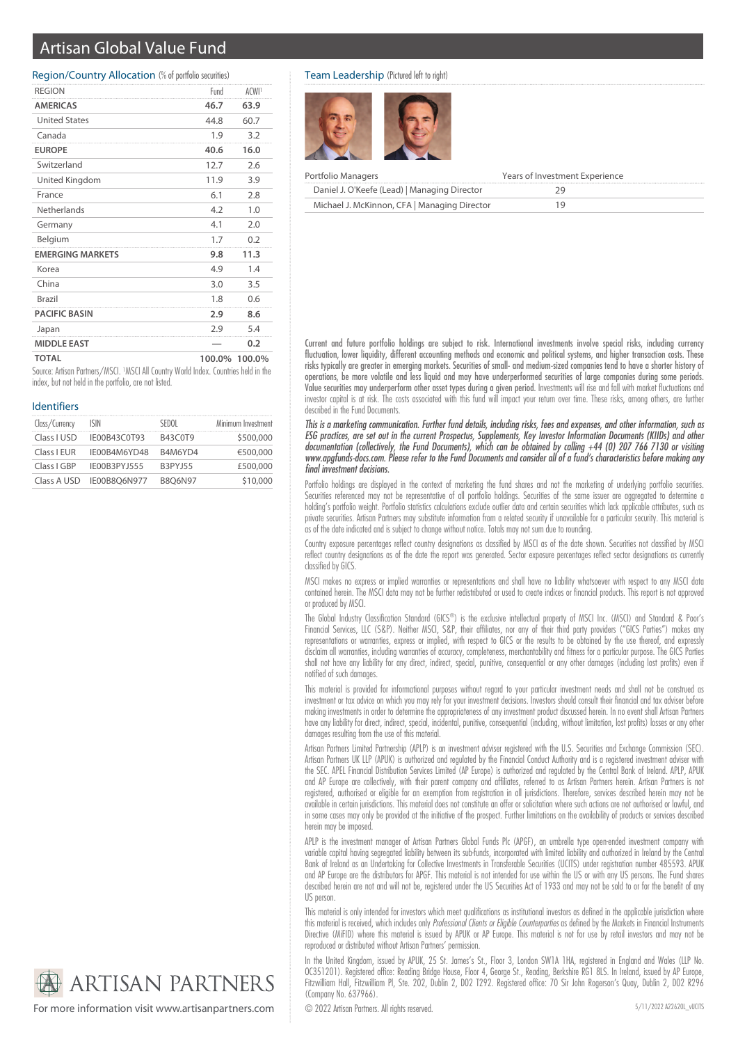# Artisan Global Value Fund

## Region/Country Allocation (% of portfolio securities)

| REGION | Fund | ACWI[1] |
|---|---|---|
| **AMERICAS** | **46.7** | **63.9** |
| United States | 44.8 | 60.7 |
| Canada | 1.9 | 3.2 |
| **EUROPE** | **40.6** | **16.0** |
| Switzerland | 12.7 | 2.6 |
| United Kingdom | 11.9 | 3.9 |
| France | 6.1 | 2.8 |
| Netherlands | 4.2 | 1.0 |
| Germany | 4.1 | 2.0 |
| Belgium | 1.7 | 0.2 |
| **EMERGING MARKETS** | **9.8** | **11.3** |
| Korea | 4.9 | 1.4 |
| China | 3.0 | 3.5 |
| Brazil | 1.8 | 0.6 |
| **PACIFIC BASIN** | **2.9** | **8.6** |
| Japan | 2.9 | 5.4 |
| **MIDDLE EAST** | **—** | **0.2** |
| **TOTAL** | **100.0%** | **100.0%** |

Source: Artisan Partners/MSCI. [1]MSCI All Country World Index. Countries held in the index, but not held in the portfolio, are not listed.

## Identifiers

| Class/Currency | ISIN | SEDOL | Minimum Investment |
|---|---|---|---|
| Class I USD | IE00B43C0T93 | B43C0T9 | $500,000 |
| Class I EUR | IE00B4M6YD48 | B4M6YD4 | €500,000 |
| Class I GBP | IE00B3PYJ555 | B3PYJ55 | £500,000 |
| Class A USD | IE00B8Q6N977 | B8Q6N97 | $10,000 |

## Team Leadership (Pictured left to right)

| Portfolio Managers | Years of Investment Experience |
|---|---|
| Daniel J. O'Keefe (Lead) \| Managing Director | 29 |
| Michael J. McKinnon, CFA \| Managing Director | 19 |

Current and future portfolio holdings are subject to risk. International investments involve special risks, including currency fluctuation, lower liquidity, different accounting methods and economic and political systems, and higher transaction costs. These risks typically are greater in emerging markets. Securities of small- and medium-sized companies tend to have a shorter history of operations, be more volatile and less liquid and may have underperformed securities of large companies during some periods. Value securities may underperform other asset types during a given period. Investments will rise and fall with market fluctuations and investor capital is at risk. The costs associated with this fund will impact your return over time. These risks, among others, are further described in the Fund Documents.

*This is a marketing communication. Further fund details, including risks, fees and expenses, and other information, such as ESG practices, are set out in the current Prospectus, Supplements, Key Investor Information Documents (KIIDs) and other documentation (collectively, the Fund Documents), which can be obtained by calling +44 (0) 207 766 7130 or visiting www.apgfunds-docs.com. Please refer to the Fund Documents and consider all of a fund's characteristics before making any final investment decisions.*

Portfolio holdings are displayed in the context of marketing the fund shares and not the marketing of underlying portfolio securities. Securities referenced may not be representative of all portfolio holdings. Securities of the same issuer are aggregated to determine a holding's portfolio weight. Portfolio statistics calculations exclude outlier data and certain securities which lack applicable attributes, such as private securities. Artisan Partners may substitute information from a related security if unavailable for a particular security. This material is as of the date indicated and is subject to change without notice. Totals may not sum due to rounding.

Country exposure percentages reflect country designations as classified by MSCI as of the date shown. Securities not classified by MSCI reflect country designations as of the date the report was generated. Sector exposure percentages reflect sector designations as currently classified by GICS.

MSCI makes no express or implied warranties or representations and shall have no liability whatsoever with respect to any MSCI data contained herein. The MSCI data may not be further redistributed or used to create indices or financial products. This report is not approved or produced by MSCI.

The Global Industry Classification Standard (GICS®) is the exclusive intellectual property of MSCI Inc. (MSCI) and Standard & Poor's Financial Services, LLC (S&P). Neither MSCI, S&P, their affiliates, nor any of their third party providers ("GICS Parties") makes any representations or warranties, express or implied, with respect to GICS or the results to be obtained by the use thereof, and expressly disclaim all warranties, including warranties of accuracy, completeness, merchantability and fitness for a particular purpose. The GICS Parties shall not have any liability for any direct, indirect, special, punitive, consequential or any other damages (including lost profits) even if notified of such damages.

This material is provided for informational purposes without regard to your particular investment needs and shall not be construed as investment or tax advice on which you may rely for your investment decisions. Investors should consult their financial and tax adviser before making investments in order to determine the appropriateness of any investment product discussed herein. In no event shall Artisan Partners have any liability for direct, indirect, special, incidental, punitive, consequential (including, without limitation, lost profits) losses or any other damages resulting from the use of this material.

Artisan Partners Limited Partnership (APLP) is an investment adviser registered with the U.S. Securities and Exchange Commission (SEC). Artisan Partners UK LLP (APUK) is authorized and regulated by the Financial Conduct Authority and is a registered investment adviser with the SEC. APEL Financial Distribution Services Limited (AP Europe) is authorized and regulated by the Central Bank of Ireland. APLP, APUK and AP Europe are collectively, with their parent company and affiliates, referred to as Artisan Partners herein. Artisan Partners is not registered, authorised or eligible for an exemption from registration in all jurisdictions. Therefore, services described herein may not be available in certain jurisdictions. This material does not constitute an offer or solicitation where such actions are not authorised or lawful, and in some cases may only be provided at the initiative of the prospect. Further limitations on the availability of products or services described herein may be imposed.

APLP is the investment manager of Artisan Partners Global Funds Plc (APGF), an umbrella type open-ended investment company with variable capital having segregated liability between its sub-funds, incorporated with limited liability and authorized in Ireland by the Central Bank of Ireland as an Undertaking for Collective Investments in Transferable Securities (UCITS) under registration number 485593. APUK and AP Europe are the distributors for APGF. This material is not intended for use within the US or with any US persons. The Fund shares described herein are not and will not be, registered under the US Securities Act of 1933 and may not be sold to or for the benefit of any US person.

This material is only intended for investors which meet qualifications as institutional investors as defined in the applicable jurisdiction where this material is received, which includes only *Professional Clients or Eligible Counterparties* as defined by the Markets in Financial Instruments Directive (MiFID) where this material is issued by APUK or AP Europe. This material is not for use by retail investors and may not be reproduced or distributed without Artisan Partners' permission.

In the United Kingdom, issued by APUK, 25 St. James's St., Floor 3, London SW1A 1HA, registered in England and Wales (LLP No. OC351201). Registered office: Reading Bridge House, Floor 4, George St., Reading, Berkshire RG1 8LS. In Ireland, issued by AP Europe, Fitzwilliam Hall, Fitzwilliam Pl, Ste. 202, Dublin 2, D02 T292. Registered office: 70 Sir John Rogerson's Quay, Dublin 2, D02 R296 (Company No. 637966).

© 2022 Artisan Partners. All rights reserved.

ARTISAN PARTNERS

For more information visit www.artisanpartners.com

5/11/2022 A22620L_vUCITS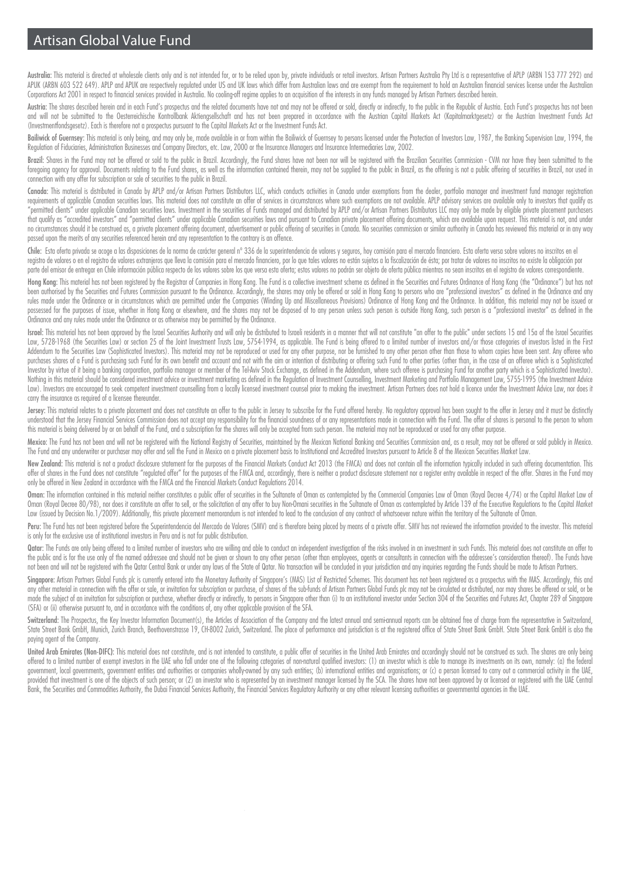# Artisan Global Value Fund

**Australia:** This material is directed at wholesale clients only and is not intended for, or to be relied upon by, private individuals or retail investors. Artisan Partners Australia Pty Ltd is a representative of APLP (ARBN 153 777 292) and APUK (ARBN 603 522 649). APLP and APUK are respectively regulated under US and UK laws which differ from Australian laws and are exempt from the requirement to hold an Australian financial services license under the Australian Corporations Act 2001 in respect to financial services provided in Australia. No cooling-off regime applies to an acquisition of the interests in any funds managed by Artisan Partners described herein.

**Austria:** The shares described herein and in each Fund's prospectus and the related documents have not and may not be offered or sold, directly or indirectly, to the public in the Republic of Austria. Each Fund's prospectus has not been and will not be submitted to the Oesterreichische Kontrollbank Aktiengesellschaft and has not been prepared in accordance with the Austrian Capital Markets Act (Kapitalmarktgesetz) or the Austrian Investment Funds Act (Investmentfondsgesetz). Each is therefore not a prospectus pursuant to the Capital Markets Act or the Investment Funds Act.

**Bailiwick of Guernsey:** This material is only being, and may only be, made available in or from within the Bailiwick of Guernsey to persons licensed under the Protection of Investors Law, 1987, the Banking Supervision Law, 1994, the Regulation of Fiduciaries, Administration Businesses and Company Directors, etc. Law, 2000 or the Insurance Managers and Insurance Intermediaries Law, 2002.

**Brazil:** Shares in the Fund may not be offered or sold to the public in Brazil. Accordingly, the Fund shares have not been nor will be registered with the Brazilian Securities Commission - CVM nor have they been submitted to the foregoing agency for approval. Documents relating to the Fund shares, as well as the information contained therein, may not be supplied to the public in Brazil, as the offering is not a public offering of securities in Brazil, nor used in connection with any offer for subscription or sale of securities to the public in Brazil.

**Canada:** This material is distributed in Canada by APLP and/or Artisan Partners Distributors LLC, which conducts activities in Canada under exemptions from the dealer, portfolio manager and investment fund manager registration requirements of applicable Canadian securities laws. This material does not constitute an offer of services in circumstances where such exemptions are not available. APLP advisory services are available only to investors that qualify as "permitted clients" under applicable Canadian securities laws. Investment in the securities of Funds managed and distributed by APLP and/or Artisan Partners Distributors LLC may only be made by eligible private placement purchasers that qualify as "accredited investors" and "permitted clients" under applicable Canadian securities laws and pursuant to Canadian private placement offering documents, which are available upon request. This material is not, and under no circumstances should it be construed as, a private placement offering document, advertisement or public offering of securities in Canada. No securities commission or similar authority in Canada has reviewed this material or in any way passed upon the merits of any securities referenced herein and any representation to the contrary is an offence.

**Chile:** Esta oferta privada se acoge a las disposiciones de la norma de carácter general n° 336 de la superintendencia de valores y seguros, hoy comisión para el mercado financiero. Esta oferta versa sobre valores no inscritos en el registro de valores o en el registro de valores extranjeros que lleva la comisión para el mercado financiero, por lo que tales valores no están sujetos a la fiscalización de ésta; por tratar de valores no inscritos no existe la obligación por parte del emisor de entregar en Chile información pública respecto de los valores sobre los que versa esta oferta; estos valores no podrán ser objeto de oferta pública mientras no sean inscritos en el registro de valores correspondiente.

**Hong Kong:** This material has not been registered by the Registrar of Companies in Hong Kong. The Fund is a collective investment scheme as defined in the Securities and Futures Ordinance of Hong Kong (the "Ordinance") but has not been authorised by the Securities and Futures Commission pursuant to the Ordinance. Accordingly, the shares may only be offered or sold in Hong Kong to persons who are "professional investors" as defined in the Ordinance and any rules made under the Ordinance or in circumstances which are permitted under the Companies (Winding Up and Miscellaneous Provisions) Ordinance of Hong Kong and the Ordinance. In addition, this material may not be issued or possessed for the purposes of issue, whether in Hong Kong or elsewhere, and the shares may not be disposed of to any person unless such person is outside Hong Kong, such person is a "professional investor" as defined in the Ordinance and any rules made under the Ordinance or as otherwise may be permitted by the Ordinance.

**Israel:** This material has not been approved by the Israel Securities Authority and will only be distributed to Israeli residents in a manner that will not constitute "an offer to the public" under sections 15 and 15a of the Israel Securities Law, 5728-1968 (the Securities Law) or section 25 of the Joint Investment Trusts Law, 5754-1994, as applicable. The Fund is being offered to a limited number of investors and/or those categories of investors listed in the First Addendum to the Securities Law (Sophisticated Investors). This material may not be reproduced or used for any other purpose, nor be furnished to any other person other than those to whom copies have been sent. Any offeree who purchases shares of a Fund is purchasing such Fund for its own benefit and account and not with the aim or intention of distributing or offering such Fund to other parties (other than, in the case of an offeree which is a Sophisticated Investor by virtue of it being a banking corporation, portfolio manager or member of the Tel-Aviv Stock Exchange, as defined in the Addendum, where such offeree is purchasing Fund for another party which is a Sophisticated Investor). Nothing in this material should be considered investment advice or investment marketing as defined in the Regulation of Investment Counselling, Investment Marketing and Portfolio Management Law, 5755-1995 (the Investment Advice Law). Investors are encouraged to seek competent investment counselling from a locally licensed investment counsel prior to making the investment. Artisan Partners does not hold a licence under the Investment Advice Law, nor does it carry the insurance as required of a licensee thereunder.

**Jersey:** This material relates to a private placement and does not constitute an offer to the public in Jersey to subscribe for the Fund offered hereby. No regulatory approval has been sought to the offer in Jersey and it must be distinctly understood that the Jersey Financial Services Commission does not accept any responsibility for the financial soundness of or any representations made in connection with the Fund. The offer of shares is personal to the person to whom this material is being delivered by or on behalf of the Fund, and a subscription for the shares will only be accepted from such person. The material may not be reproduced or used for any other purpose.

**Mexico:** The Fund has not been and will not be registered with the National Registry of Securities, maintained by the Mexican National Banking and Securities Commission and, as a result, may not be offered or sold publicly in Mexico. The Fund and any underwriter or purchaser may offer and sell the Fund in Mexico on a private placement basis to Institutional and Accredited Investors pursuant to Article 8 of the Mexican Securities Market Law.

**New Zealand:** This material is not a product disclosure statement for the purposes of the Financial Markets Conduct Act 2013 (the FMCA) and does not contain all the information typically included in such offering documentation. This offer of shares in the Fund does not constitute "regulated offer" for the purposes of the FMCA and, accordingly, there is neither a product disclosure statement nor a register entry available in respect of the offer. Shares in the Fund may only be offered in New Zealand in accordance with the FMCA and the Financial Markets Conduct Regulations 2014.

**Oman:** The information contained in this material neither constitutes a public offer of securities in the Sultanate of Oman as contemplated by the Commercial Companies Law of Oman (Royal Decree 4/74) or the Capital Market Law of Oman (Royal Decree 80/98), nor does it constitute an offer to sell, or the solicitation of any offer to buy Non-Omani securities in the Sultanate of Oman as contemplated by Article 139 of the Executive Regulations to the Capital Market Law (issued by Decision No.1/2009). Additionally, this private placement memorandum is not intended to lead to the conclusion of any contract of whatsoever nature within the territory of the Sultanate of Oman.

**Peru:** The Fund has not been registered before the Superintendencia del Mercado de Valores (SMV) and is therefore being placed by means of a private offer. SMV has not reviewed the information provided to the investor. This material is only for the exclusive use of institutional investors in Peru and is not for public distribution.

**Qatar:** The Funds are only being offered to a limited number of investors who are willing and able to conduct an independent investigation of the risks involved in an investment in such Funds. This material does not constitute an offer to the public and is for the use only of the named addressee and should not be given or shown to any other person (other than employees, agents or consultants in connection with the addressee's consideration thereof). The Funds have not been and will not be registered with the Qatar Central Bank or under any laws of the State of Qatar. No transaction will be concluded in your jurisdiction and any inquiries regarding the Funds should be made to Artisan Partners.

**Singapore:** Artisan Partners Global Funds plc is currently entered into the Monetary Authority of Singapore's (MAS) List of Restricted Schemes. This document has not been registered as a prospectus with the MAS. Accordingly, this and any other material in connection with the offer or sale, or invitation for subscription or purchase, of shares of the sub-funds of Artisan Partners Global Funds plc may not be circulated or distributed, nor may shares be offered or sold, or be made the subject of an invitation for subscription or purchase, whether directly or indirectly, to persons in Singapore other than (i) to an institutional investor under Section 304 of the Securities and Futures Act, Chapter 289 of Singapore (SFA) or (ii) otherwise pursuant to, and in accordance with the conditions of, any other applicable provision of the SFA.

**Switzerland:** The Prospectus, the Key Investor Information Document(s), the Articles of Association of the Company and the latest annual and semi-annual reports can be obtained free of charge from the representative in Switzerland, State Street Bank GmbH, Munich, Zurich Branch, Beethovenstrasse 19, CH-8002 Zurich, Switzerland. The place of performance and jurisdiction is at the registered office of State Street Bank GmbH. State Street Bank GmbH is also the paying agent of the Company.

**United Arab Emirates (Non-DIFC):** This material does not constitute, and is not intended to constitute, a public offer of securities in the United Arab Emirates and accordingly should not be construed as such. The shares are only being offered to a limited number of exempt investors in the UAE who fall under one of the following categories of non-natural qualified investors: (1) an investor which is able to manage its investments on its own, namely: (a) the federal government, local governments, government entities and authorities or companies wholly-owned by any such entities; (b) international entities and organisations; or (c) a person licensed to carry out a commercial activity in the UAE, provided that investment is one of the objects of such person; or (2) an investor who is represented by an investment manager licensed by the SCA. The shares have not been approved by or licensed or registered with the UAE Central Bank, the Securities and Commodities Authority, the Dubai Financial Services Authority, the Financial Services Regulatory Authority or any other relevant licensing authorities or governmental agencies in the UAE.